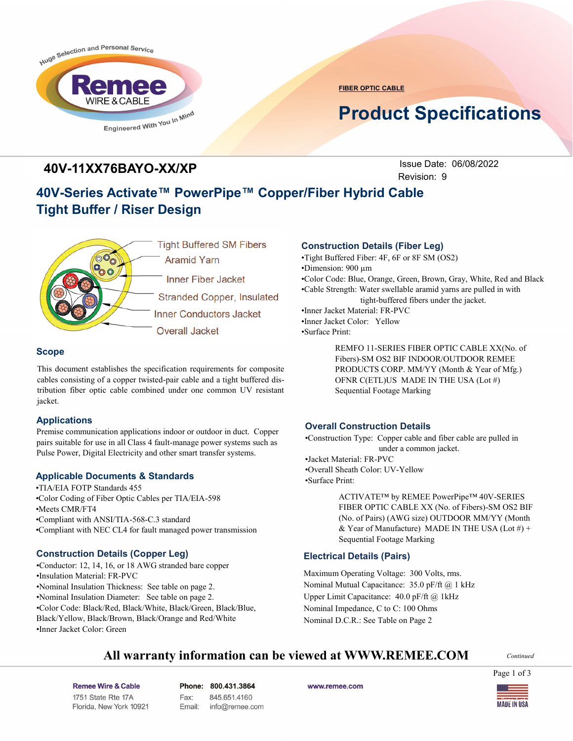FIBER OPTIC CABLE

# Product Specifications

## 40V-11XX76BAYO-XX/XP

Issue Date: 06/08/2022
Revision: 9

# 40V-Series Activate™ PowerPipe™ Copper/Fiber Hybrid Cable Tight Buffer / Riser Design

Tight Buffered SM Fibers
Aramid Yarn
Inner Fiber Jacket
Stranded Copper, Insulated
Inner Conductors Jacket
Overall Jacket

### Scope

This document establishes the specification requirements for composite cables consisting of a copper twisted-pair cable and a tight buffered distribution fiber optic cable combined under one common UV resistant jacket.

### Applications

Premise communication applications indoor or outdoor in duct. Copper pairs suitable for use in all Class 4 fault-manage power systems such as Pulse Power, Digital Electricity and other smart transfer systems.

### Applicable Documents & Standards

- TIA/EIA FOTP Standards 455
- Color Coding of Fiber Optic Cables per TIA/EIA-598
- Meets CMR/FT4
- Compliant with ANSI/TIA-568-C.3 standard
- Compliant with NEC CL4 for fault managed power transmission

### Construction Details (Copper Leg)

- Conductor: 12, 14, 16, or 18 AWG stranded bare copper
- Insulation Material: FR-PVC
- Nominal Insulation Thickness: See table on page 2.
- Nominal Insulation Diameter: See table on page 2.
- Color Code: Black/Red, Black/White, Black/Green, Black/Blue, Black/Yellow, Black/Brown, Black/Orange and Red/White
- Inner Jacket Color: Green

### Construction Details (Fiber Leg)

- Tight Buffered Fiber: 4F, 6F or 8F SM (OS2)
- Dimension: 900 µm
- Color Code: Blue, Orange, Green, Brown, Gray, White, Red and Black
- Cable Strength: Water swellable aramid yarns are pulled in with tight-buffered fibers under the jacket.
- Inner Jacket Material: FR-PVC
- Inner Jacket Color: Yellow
- Surface Print:

  REMFO 11-SERIES FIBER OPTIC CABLE XX(No. of Fibers)-SM OS2 BIF INDOOR/OUTDOOR REMEE PRODUCTS CORP. MM/YY (Month & Year of Mfg.) OFNR C(ETL)US MADE IN THE USA (Lot #) Sequential Footage Marking

### Overall Construction Details

- Construction Type: Copper cable and fiber cable are pulled in under a common jacket.
- Jacket Material: FR-PVC
- Overall Sheath Color: UV-Yellow
- Surface Print:

  ACTIVATE™ by REMEE PowerPipe™ 40V-SERIES FIBER OPTIC CABLE XX (No. of Fibers)-SM OS2 BIF (No. of Pairs) (AWG size) OUTDOOR MM/YY (Month & Year of Manufacture) MADE IN THE USA (Lot #) + Sequential Footage Marking

### Electrical Details (Pairs)

Maximum Operating Voltage: 300 Volts, rms.
Nominal Mutual Capacitance: 35.0 pF/ft @ 1 kHz
Upper Limit Capacitance: 40.0 pF/ft @ 1kHz
Nominal Impedance, C to C: 100 Ohms
Nominal D.C.R.: See Table on Page 2

**All warranty information can be viewed at WWW.REMEE.COM**

*Continued*

Remee Wire & Cable
1751 State Rte 17A
Florida, New York 10921

Phone: 800.431.3864
Fax: 845.651.4160
Email: info@remee.com

www.remee.com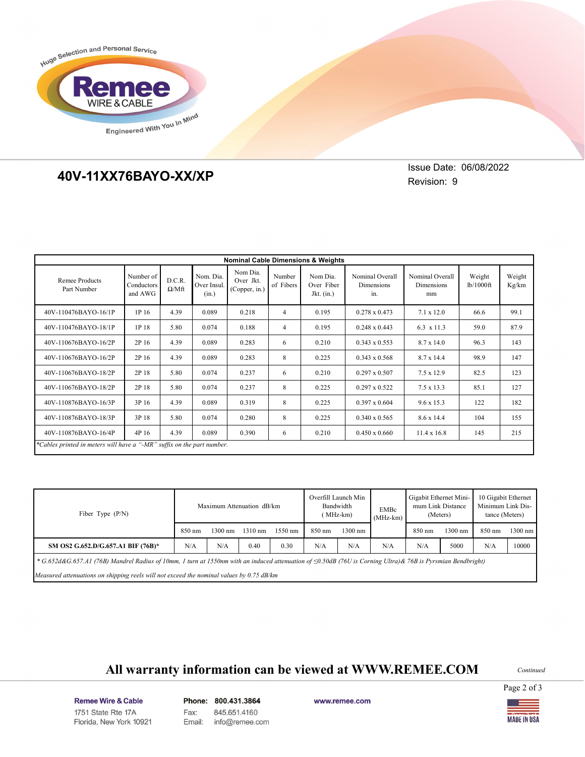# 40V-11XX76BAYO-XX/XP

Issue Date: 06/08/2022
Revision: 9

| Nominal Cable Dimensions & Weights | | | | | | | | | | |
|---|---|---|---|---|---|---|---|---|---|---|
| Remee Products Part Number | Number of Conductors and AWG | D.C.R. Ω/Mft | Nom. Dia. Over Insul. (in.) | Nom Dia. Over Jkt. (Copper, in.) | Number of Fibers | Nom Dia. Over Fiber Jkt. (in.) | Nominal Overall Dimensions in. | Nominal Overall Dimensions mm | Weight lb/1000ft | Weight Kg/km |
| 40V-110476BAYO-16/1P | 1P 16 | 4.39 | 0.089 | 0.218 | 4 | 0.195 | 0.278 x 0.473 | 7.1 x 12.0 | 66.6 | 99.1 |
| 40V-110476BAYO-18/1P | 1P 18 | 5.80 | 0.074 | 0.188 | 4 | 0.195 | 0.248 x 0.443 | 6.3 x 11.3 | 59.0 | 87.9 |
| 40V-110676BAYO-16/2P | 2P 16 | 4.39 | 0.089 | 0.283 | 6 | 0.210 | 0.343 x 0.553 | 8.7 x 14.0 | 96.3 | 143 |
| 40V-110676BAYO-16/2P | 2P 16 | 4.39 | 0.089 | 0.283 | 8 | 0.225 | 0.343 x 0.568 | 8.7 x 14.4 | 98.9 | 147 |
| 40V-110676BAYO-18/2P | 2P 18 | 5.80 | 0.074 | 0.237 | 6 | 0.210 | 0.297 x 0.507 | 7.5 x 12.9 | 82.5 | 123 |
| 40V-110676BAYO-18/2P | 2P 18 | 5.80 | 0.074 | 0.237 | 8 | 0.225 | 0.297 x 0.522 | 7.5 x 13.3 | 85.1 | 127 |
| 40V-110876BAYO-16/3P | 3P 16 | 4.39 | 0.089 | 0.319 | 8 | 0.225 | 0.397 x 0.604 | 9.6 x 15.3 | 122 | 182 |
| 40V-110876BAYO-18/3P | 3P 18 | 5.80 | 0.074 | 0.280 | 8 | 0.225 | 0.340 x 0.565 | 8.6 x 14.4 | 104 | 155 |
| 40V-110876BAYO-16/4P | 4P 16 | 4.39 | 0.089 | 0.390 | 6 | 0.210 | 0.450 x 0.660 | 11.4 x 16.8 | 145 | 215 |

*\*Cables printed in meters will have a "-MR" suffix on the part number.*

| Fiber Type (P/N) | Maximum Attenuation dB/km | | | | Overfill Launch Min Bandwidth (MHz-km) | | EMBc (MHz-km) | Gigabit Ethernet Minimum Link Distance (Meters) | | 10 Gigabit Ethernet Minimum Link Distance (Meters) | |
|---|---|---|---|---|---|---|---|---|---|---|---|
| | 850 nm | 1300 nm | 1310 nm | 1550 nm | 850 nm | 1300 nm | | 850 nm | 1300 nm | 850 nm | 1300 nm |
| **SM OS2 G.652.D/G.657.A1 BIF (76B)\*** | N/A | N/A | 0.40 | 0.30 | N/A | N/A | N/A | N/A | 5000 | N/A | 10000 |

*\* G.652d&G.657.A1 (76B) Mandrel Radius of 10mm, 1 turn at 1550nm with an induced attenuation of ≤0.50dB (76U is Corning Ultra)& 76B is Pyrsmian Bendbright)*

*Measured attenuations on shipping reels will not exceed the nominal values by 0.75 dB/km*

**All warranty information can be viewed at WWW.REMEE.COM**

*Continued*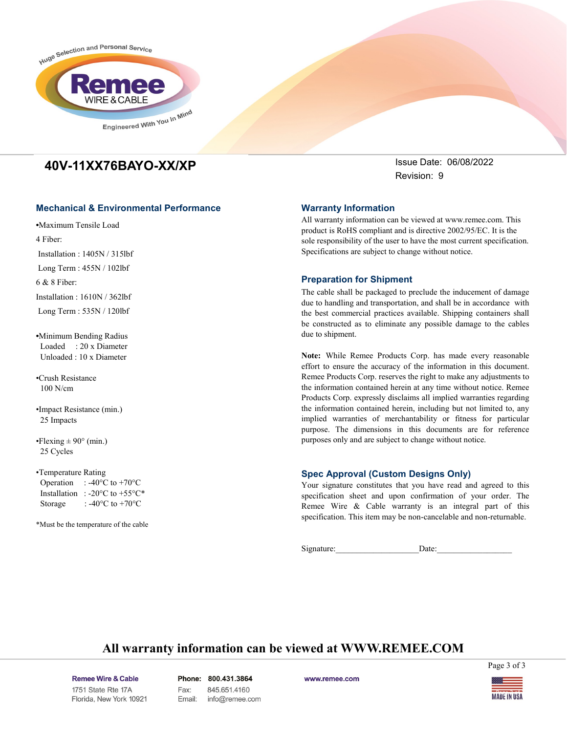**40V-11XX76BAYO-XX/XP**

Issue Date: 06/08/2022
Revision: 9

## Mechanical & Environmental Performance

•Maximum Tensile Load

4 Fiber:

Installation : 1405N / 315lbf

Long Term : 455N / 102lbf

6 & 8 Fiber:

Installation : 1610N / 362lbf

Long Term : 535N / 120lbf

•Minimum Bending Radius
Loaded : 20 x Diameter
Unloaded : 10 x Diameter

•Crush Resistance
100 N/cm

•Impact Resistance (min.)
25 Impacts

•Flexing ± 90° (min.)
25 Cycles

•Temperature Rating
Operation : -40°C to +70°C
Installation : -20°C to +55°C*
Storage : -40°C to +70°C

*Must be the temperature of the cable

## Warranty Information

All warranty information can be viewed at www.remee.com. This product is RoHS compliant and is directive 2002/95/EC. It is the sole responsibility of the user to have the most current specification. Specifications are subject to change without notice.

## Preparation for Shipment

The cable shall be packaged to preclude the inducement of damage due to handling and transportation, and shall be in accordance with the best commercial practices available. Shipping containers shall be constructed as to eliminate any possible damage to the cables due to shipment.

**Note:** While Remee Products Corp. has made every reasonable effort to ensure the accuracy of the information in this document. Remee Products Corp. reserves the right to make any adjustments to the information contained herein at any time without notice. Remee Products Corp. expressly disclaims all implied warranties regarding the information contained herein, including but not limited to, any implied warranties of merchantability or fitness for particular purpose. The dimensions in this documents are for reference purposes only and are subject to change without notice.

## Spec Approval (Custom Designs Only)

Your signature constitutes that you have read and agreed to this specification sheet and upon confirmation of your order. The Remee Wire & Cable warranty is an integral part of this specification. This item may be non-cancelable and non-returnable.

Signature:___________________Date:_________________

**All warranty information can be viewed at WWW.REMEE.COM**